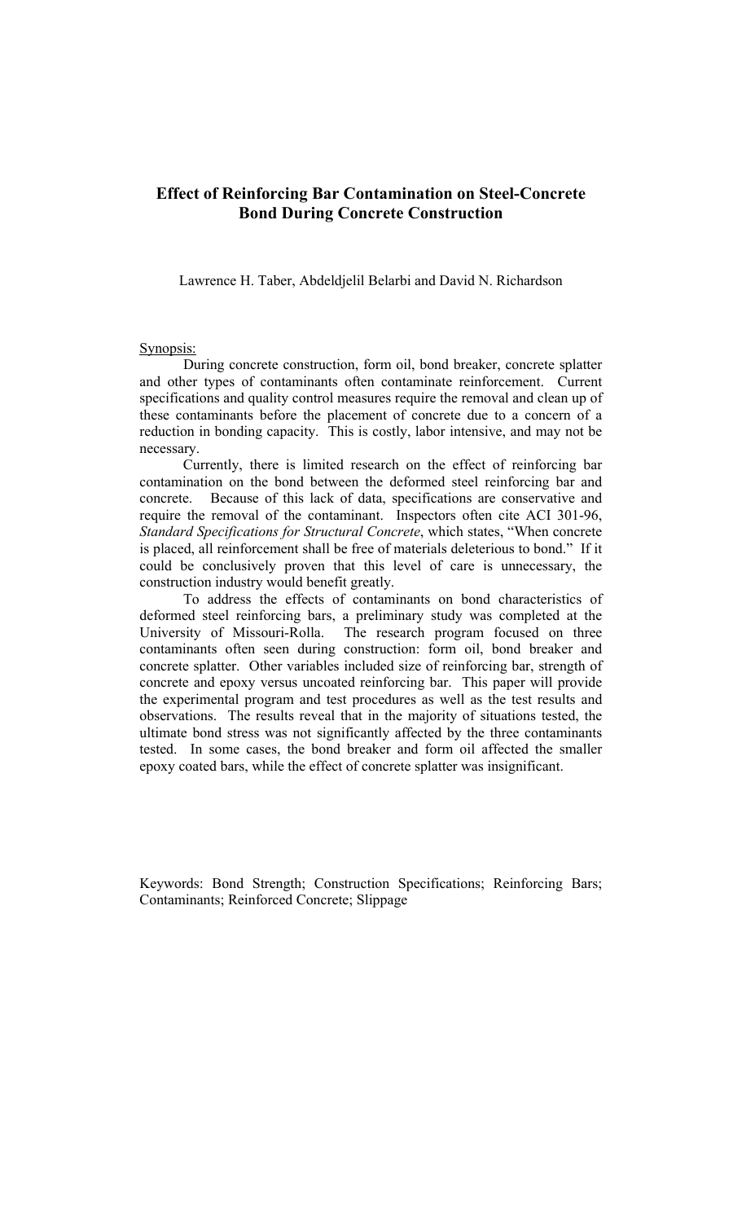# Effect of Reinforcing Bar Contamination on Steel-Concrete Bond During Concrete Construction

Lawrence H. Taber, Abdeldjelil Belarbi and David N. Richardson

Synopsis:

During concrete construction, form oil, bond breaker, concrete splatter and other types of contaminants often contaminate reinforcement. Current specifications and quality control measures require the removal and clean up of these contaminants before the placement of concrete due to a concern of a reduction in bonding capacity. This is costly, labor intensive, and may not be necessary.

Currently, there is limited research on the effect of reinforcing bar contamination on the bond between the deformed steel reinforcing bar and concrete. Because of this lack of data, specifications are conservative and require the removal of the contaminant. Inspectors often cite ACI 301-96, *Standard Specifications for Structural Concrete*, which states, "When concrete is placed, all reinforcement shall be free of materials deleterious to bond." If it could be conclusively proven that this level of care is unnecessary, the construction industry would benefit greatly.

To address the effects of contaminants on bond characteristics of deformed steel reinforcing bars, a preliminary study was completed at the University of Missouri-Rolla. The research program focused on three contaminants often seen during construction: form oil, bond breaker and concrete splatter. Other variables included size of reinforcing bar, strength of concrete and epoxy versus uncoated reinforcing bar. This paper will provide the experimental program and test procedures as well as the test results and observations. The results reveal that in the majority of situations tested, the ultimate bond stress was not significantly affected by the three contaminants tested. In some cases, the bond breaker and form oil affected the smaller epoxy coated bars, while the effect of concrete splatter was insignificant.

Keywords: Bond Strength; Construction Specifications; Reinforcing Bars; Contaminants; Reinforced Concrete; Slippage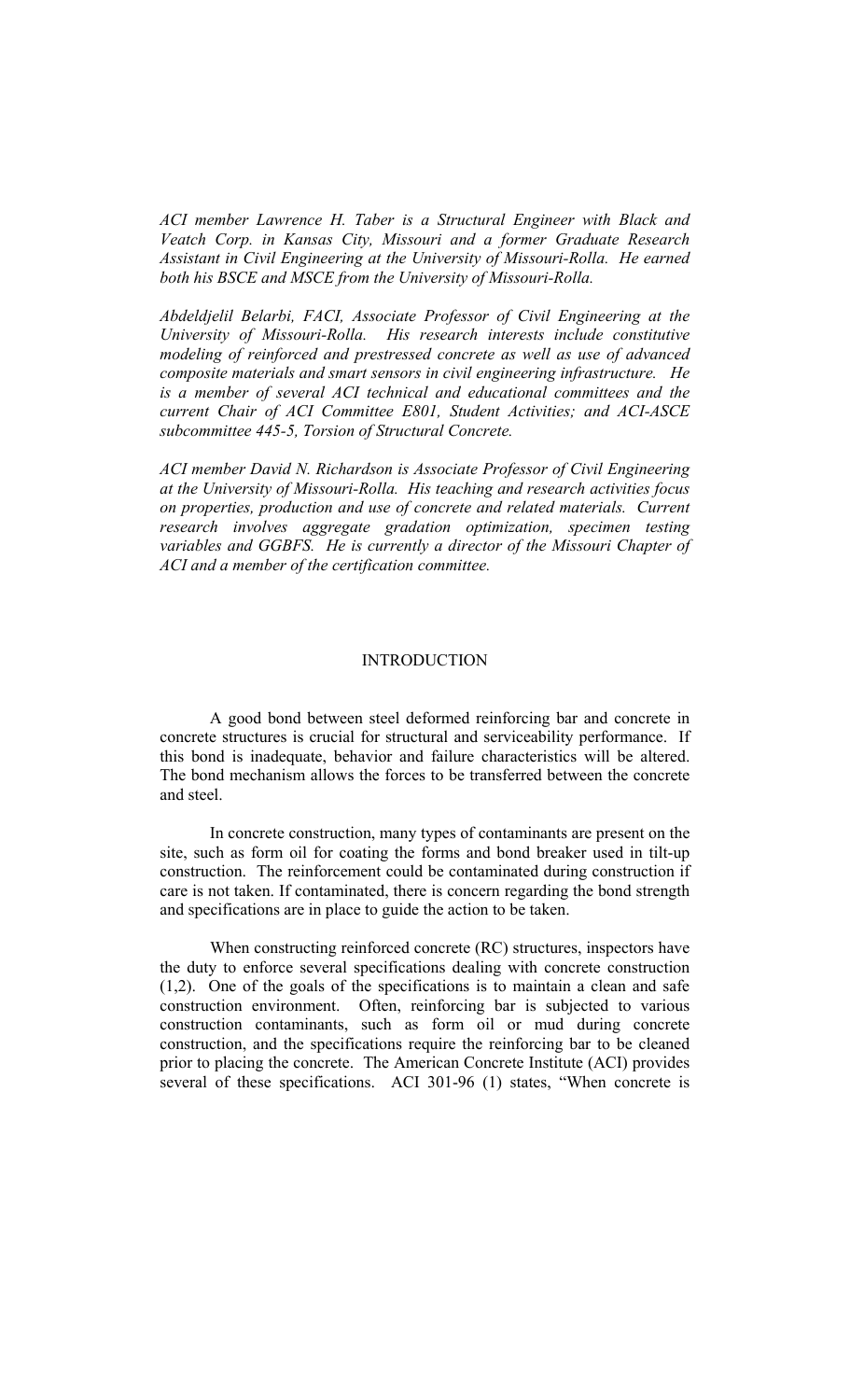*ACI member Lawrence H. Taber is a Structural Engineer with Black and Veatch Corp. in Kansas City, Missouri and a former Graduate Research Assistant in Civil Engineering at the University of Missouri-Rolla. He earned both his BSCE and MSCE from the University of Missouri-Rolla.*

*Abdeldjelil Belarbi, FACI, Associate Professor of Civil Engineering at the University of Missouri-Rolla. His research interests include constitutive modeling of reinforced and prestressed concrete as well as use of advanced composite materials and smart sensors in civil engineering infrastructure. He is a member of several ACI technical and educational committees and the current Chair of ACI Committee E801, Student Activities; and ACI-ASCE subcommittee 445-5, Torsion of Structural Concrete.*

*ACI member David N. Richardson is Associate Professor of Civil Engineering at the University of Missouri-Rolla. His teaching and research activities focus on properties, production and use of concrete and related materials. Current research involves aggregate gradation optimization, specimen testing variables and GGBFS. He is currently a director of the Missouri Chapter of ACI and a member of the certification committee.*

## INTRODUCTION

A good bond between steel deformed reinforcing bar and concrete in concrete structures is crucial for structural and serviceability performance. If this bond is inadequate, behavior and failure characteristics will be altered. The bond mechanism allows the forces to be transferred between the concrete and steel.

In concrete construction, many types of contaminants are present on the site, such as form oil for coating the forms and bond breaker used in tilt-up construction. The reinforcement could be contaminated during construction if care is not taken. If contaminated, there is concern regarding the bond strength and specifications are in place to guide the action to be taken.

When constructing reinforced concrete (RC) structures, inspectors have the duty to enforce several specifications dealing with concrete construction (1,2). One of the goals of the specifications is to maintain a clean and safe construction environment. Often, reinforcing bar is subjected to various construction contaminants, such as form oil or mud during concrete construction, and the specifications require the reinforcing bar to be cleaned prior to placing the concrete. The American Concrete Institute (ACI) provides several of these specifications. ACI 301-96 (1) states, "When concrete is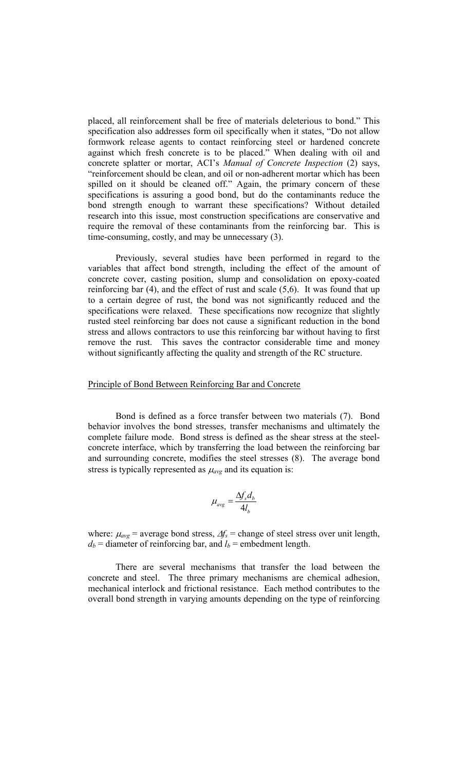placed, all reinforcement shall be free of materials deleterious to bond." This specification also addresses form oil specifically when it states, "Do not allow formwork release agents to contact reinforcing steel or hardened concrete against which fresh concrete is to be placed." When dealing with oil and concrete splatter or mortar, ACI's *Manual of Concrete Inspection* (2) says, "reinforcement should be clean, and oil or non-adherent mortar which has been spilled on it should be cleaned off." Again, the primary concern of these specifications is assuring a good bond, but do the contaminants reduce the bond strength enough to warrant these specifications? Without detailed research into this issue, most construction specifications are conservative and require the removal of these contaminants from the reinforcing bar. This is time-consuming, costly, and may be unnecessary (3).

Previously, several studies have been performed in regard to the variables that affect bond strength, including the effect of the amount of concrete cover, casting position, slump and consolidation on epoxy-coated reinforcing bar (4), and the effect of rust and scale (5,6). It was found that up to a certain degree of rust, the bond was not significantly reduced and the specifications were relaxed. These specifications now recognize that slightly rusted steel reinforcing bar does not cause a significant reduction in the bond stress and allows contractors to use this reinforcing bar without having to first remove the rust. This saves the contractor considerable time and money without significantly affecting the quality and strength of the RC structure.

## Principle of Bond Between Reinforcing Bar and Concrete

Bond is defined as a force transfer between two materials (7). Bond behavior involves the bond stresses, transfer mechanisms and ultimately the complete failure mode. Bond stress is defined as the shear stress at the steel-concrete interface, which by transferring the load between the reinforcing bar and surrounding concrete, modifies the steel stresses (8). The average bond stress is typically represented as $\mu_{avg}$ and its equation is:

$$\mu_{avg} = \frac{\Delta f_s d_b}{4 l_b}$$

where: $\mu_{avg}$ = average bond stress, $\Delta f_s$ = change of steel stress over unit length, $d_b$ = diameter of reinforcing bar, and $l_b$ = embedment length.

There are several mechanisms that transfer the load between the concrete and steel. The three primary mechanisms are chemical adhesion, mechanical interlock and frictional resistance. Each method contributes to the overall bond strength in varying amounts depending on the type of reinforcing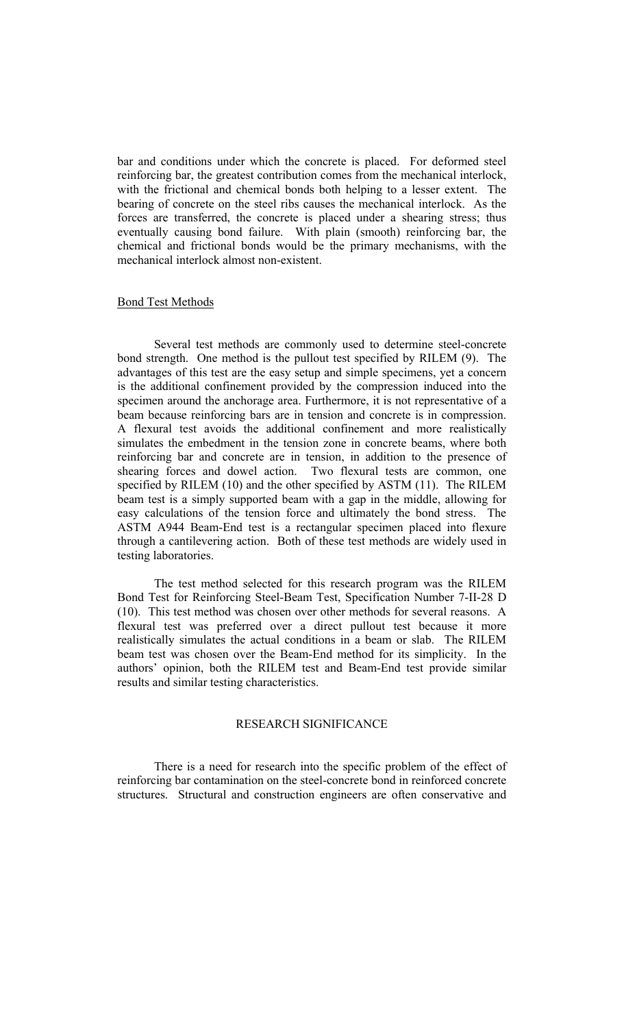bar and conditions under which the concrete is placed. For deformed steel reinforcing bar, the greatest contribution comes from the mechanical interlock, with the frictional and chemical bonds both helping to a lesser extent. The bearing of concrete on the steel ribs causes the mechanical interlock. As the forces are transferred, the concrete is placed under a shearing stress; thus eventually causing bond failure. With plain (smooth) reinforcing bar, the chemical and frictional bonds would be the primary mechanisms, with the mechanical interlock almost non-existent.

### Bond Test Methods

Several test methods are commonly used to determine steel-concrete bond strength. One method is the pullout test specified by RILEM (9). The advantages of this test are the easy setup and simple specimens, yet a concern is the additional confinement provided by the compression induced into the specimen around the anchorage area. Furthermore, it is not representative of a beam because reinforcing bars are in tension and concrete is in compression. A flexural test avoids the additional confinement and more realistically simulates the embedment in the tension zone in concrete beams, where both reinforcing bar and concrete are in tension, in addition to the presence of shearing forces and dowel action. Two flexural tests are common, one specified by RILEM (10) and the other specified by ASTM (11). The RILEM beam test is a simply supported beam with a gap in the middle, allowing for easy calculations of the tension force and ultimately the bond stress. The ASTM A944 Beam-End test is a rectangular specimen placed into flexure through a cantilevering action. Both of these test methods are widely used in testing laboratories.

The test method selected for this research program was the RILEM Bond Test for Reinforcing Steel-Beam Test, Specification Number 7-II-28 D (10). This test method was chosen over other methods for several reasons. A flexural test was preferred over a direct pullout test because it more realistically simulates the actual conditions in a beam or slab. The RILEM beam test was chosen over the Beam-End method for its simplicity. In the authors' opinion, both the RILEM test and Beam-End test provide similar results and similar testing characteristics.

## RESEARCH SIGNIFICANCE

There is a need for research into the specific problem of the effect of reinforcing bar contamination on the steel-concrete bond in reinforced concrete structures. Structural and construction engineers are often conservative and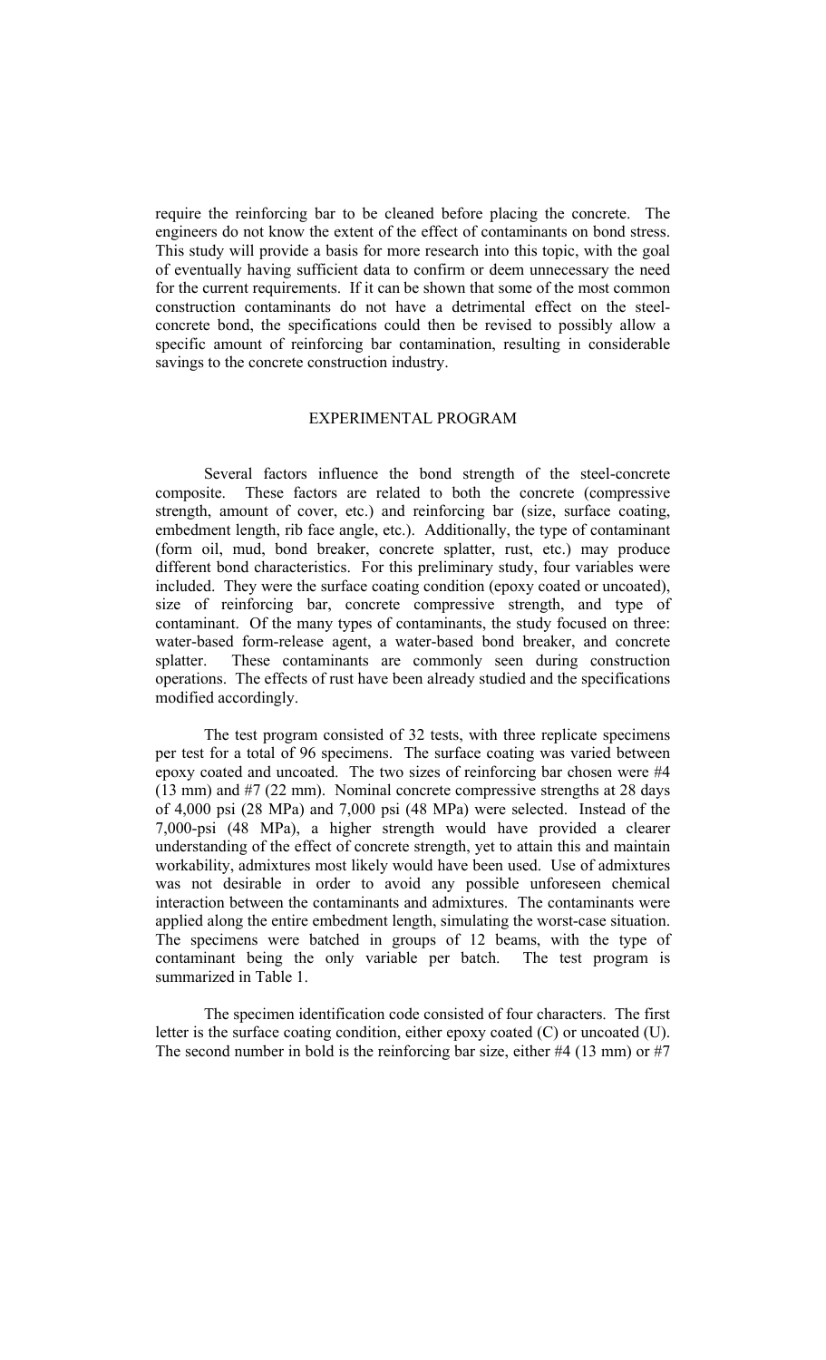require the reinforcing bar to be cleaned before placing the concrete. The engineers do not know the extent of the effect of contaminants on bond stress. This study will provide a basis for more research into this topic, with the goal of eventually having sufficient data to confirm or deem unnecessary the need for the current requirements. If it can be shown that some of the most common construction contaminants do not have a detrimental effect on the steel-concrete bond, the specifications could then be revised to possibly allow a specific amount of reinforcing bar contamination, resulting in considerable savings to the concrete construction industry.

## EXPERIMENTAL PROGRAM

Several factors influence the bond strength of the steel-concrete composite. These factors are related to both the concrete (compressive strength, amount of cover, etc.) and reinforcing bar (size, surface coating, embedment length, rib face angle, etc.). Additionally, the type of contaminant (form oil, mud, bond breaker, concrete splatter, rust, etc.) may produce different bond characteristics. For this preliminary study, four variables were included. They were the surface coating condition (epoxy coated or uncoated), size of reinforcing bar, concrete compressive strength, and type of contaminant. Of the many types of contaminants, the study focused on three: water-based form-release agent, a water-based bond breaker, and concrete splatter. These contaminants are commonly seen during construction operations. The effects of rust have been already studied and the specifications modified accordingly.

The test program consisted of 32 tests, with three replicate specimens per test for a total of 96 specimens. The surface coating was varied between epoxy coated and uncoated. The two sizes of reinforcing bar chosen were #4 (13 mm) and #7 (22 mm). Nominal concrete compressive strengths at 28 days of 4,000 psi (28 MPa) and 7,000 psi (48 MPa) were selected. Instead of the 7,000-psi (48 MPa), a higher strength would have provided a clearer understanding of the effect of concrete strength, yet to attain this and maintain workability, admixtures most likely would have been used. Use of admixtures was not desirable in order to avoid any possible unforeseen chemical interaction between the contaminants and admixtures. The contaminants were applied along the entire embedment length, simulating the worst-case situation. The specimens were batched in groups of 12 beams, with the type of contaminant being the only variable per batch. The test program is summarized in Table 1.

The specimen identification code consisted of four characters. The first letter is the surface coating condition, either epoxy coated (C) or uncoated (U). The second number in bold is the reinforcing bar size, either #4 (13 mm) or #7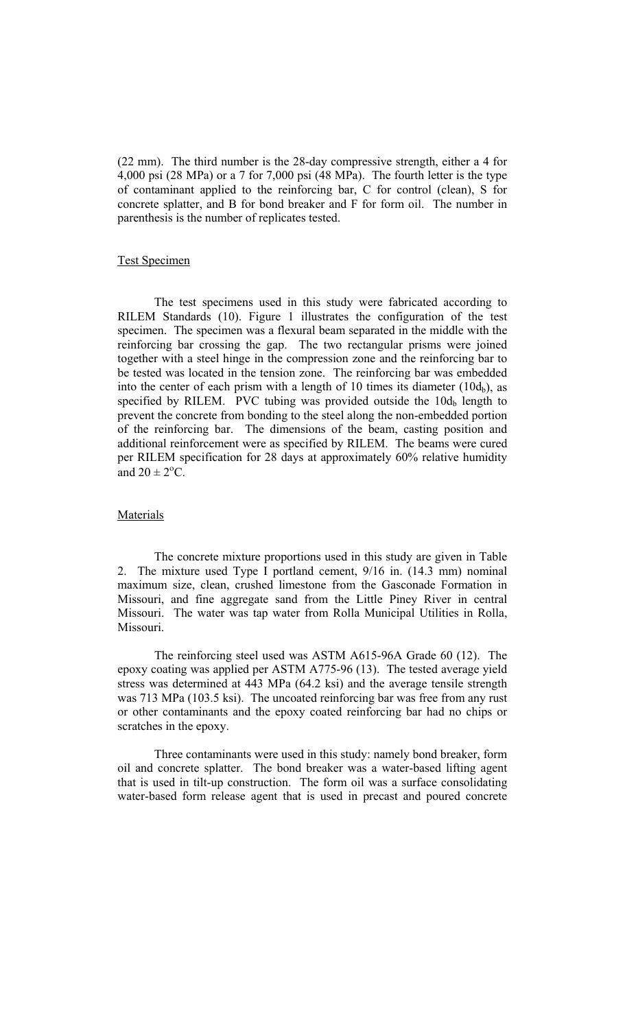(22 mm). The third number is the 28-day compressive strength, either a 4 for 4,000 psi (28 MPa) or a 7 for 7,000 psi (48 MPa). The fourth letter is the type of contaminant applied to the reinforcing bar, C for control (clean), S for concrete splatter, and B for bond breaker and F for form oil. The number in parenthesis is the number of replicates tested.

## Test Specimen

The test specimens used in this study were fabricated according to RILEM Standards (10). Figure 1 illustrates the configuration of the test specimen. The specimen was a flexural beam separated in the middle with the reinforcing bar crossing the gap. The two rectangular prisms were joined together with a steel hinge in the compression zone and the reinforcing bar to be tested was located in the tension zone. The reinforcing bar was embedded into the center of each prism with a length of 10 times its diameter ($10d_b$), as specified by RILEM. PVC tubing was provided outside the $10d_b$ length to prevent the concrete from bonding to the steel along the non-embedded portion of the reinforcing bar. The dimensions of the beam, casting position and additional reinforcement were as specified by RILEM. The beams were cured per RILEM specification for 28 days at approximately 60% relative humidity and $20 \pm 2^{\circ}C$.

## Materials

The concrete mixture proportions used in this study are given in Table 2. The mixture used Type I portland cement, 9/16 in. (14.3 mm) nominal maximum size, clean, crushed limestone from the Gasconade Formation in Missouri, and fine aggregate sand from the Little Piney River in central Missouri. The water was tap water from Rolla Municipal Utilities in Rolla, Missouri.

The reinforcing steel used was ASTM A615-96A Grade 60 (12). The epoxy coating was applied per ASTM A775-96 (13). The tested average yield stress was determined at 443 MPa (64.2 ksi) and the average tensile strength was 713 MPa (103.5 ksi). The uncoated reinforcing bar was free from any rust or other contaminants and the epoxy coated reinforcing bar had no chips or scratches in the epoxy.

Three contaminants were used in this study: namely bond breaker, form oil and concrete splatter. The bond breaker was a water-based lifting agent that is used in tilt-up construction. The form oil was a surface consolidating water-based form release agent that is used in precast and poured concrete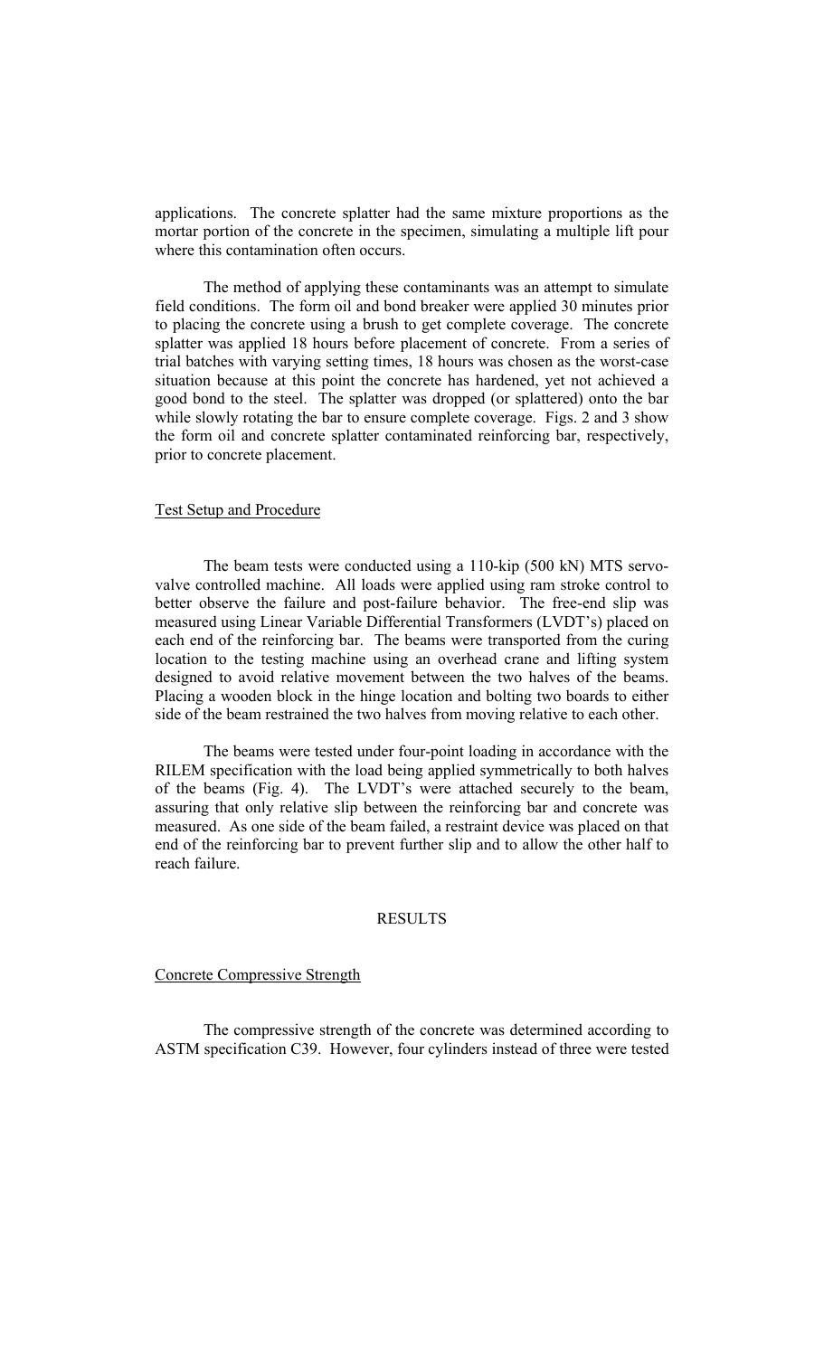applications. The concrete splatter had the same mixture proportions as the mortar portion of the concrete in the specimen, simulating a multiple lift pour where this contamination often occurs.

The method of applying these contaminants was an attempt to simulate field conditions. The form oil and bond breaker were applied 30 minutes prior to placing the concrete using a brush to get complete coverage. The concrete splatter was applied 18 hours before placement of concrete. From a series of trial batches with varying setting times, 18 hours was chosen as the worst-case situation because at this point the concrete has hardened, yet not achieved a good bond to the steel. The splatter was dropped (or splattered) onto the bar while slowly rotating the bar to ensure complete coverage. Figs. 2 and 3 show the form oil and concrete splatter contaminated reinforcing bar, respectively, prior to concrete placement.

## Test Setup and Procedure

The beam tests were conducted using a 110-kip (500 kN) MTS servo-valve controlled machine. All loads were applied using ram stroke control to better observe the failure and post-failure behavior. The free-end slip was measured using Linear Variable Differential Transformers (LVDT's) placed on each end of the reinforcing bar. The beams were transported from the curing location to the testing machine using an overhead crane and lifting system designed to avoid relative movement between the two halves of the beams. Placing a wooden block in the hinge location and bolting two boards to either side of the beam restrained the two halves from moving relative to each other.

The beams were tested under four-point loading in accordance with the RILEM specification with the load being applied symmetrically to both halves of the beams (Fig. 4). The LVDT's were attached securely to the beam, assuring that only relative slip between the reinforcing bar and concrete was measured. As one side of the beam failed, a restraint device was placed on that end of the reinforcing bar to prevent further slip and to allow the other half to reach failure.

# RESULTS

## Concrete Compressive Strength

The compressive strength of the concrete was determined according to ASTM specification C39. However, four cylinders instead of three were tested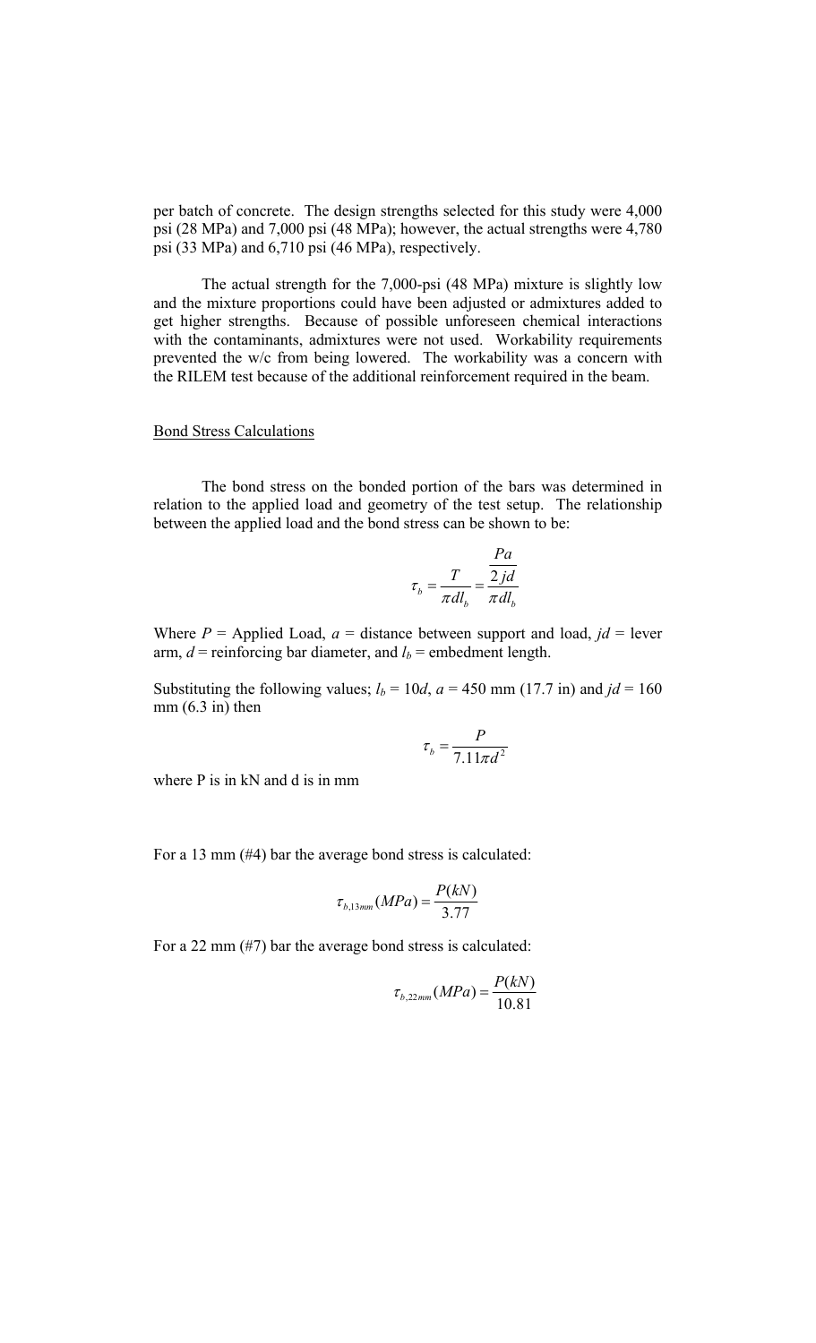per batch of concrete. The design strengths selected for this study were 4,000 psi (28 MPa) and 7,000 psi (48 MPa); however, the actual strengths were 4,780 psi (33 MPa) and 6,710 psi (46 MPa), respectively.

The actual strength for the 7,000-psi (48 MPa) mixture is slightly low and the mixture proportions could have been adjusted or admixtures added to get higher strengths. Because of possible unforeseen chemical interactions with the contaminants, admixtures were not used. Workability requirements prevented the w/c from being lowered. The workability was a concern with the RILEM test because of the additional reinforcement required in the beam.

## Bond Stress Calculations

The bond stress on the bonded portion of the bars was determined in relation to the applied load and geometry of the test setup. The relationship between the applied load and the bond stress can be shown to be:

$$\tau_b = \frac{T}{\pi d l_b} = \frac{\frac{Pa}{2jd}}{\pi d l_b}$$

Where $P$ = Applied Load, $a$ = distance between support and load, $jd$ = lever arm, $d$ = reinforcing bar diameter, and $l_b$ = embedment length.

Substituting the following values; $l_b = 10d$, $a$ = 450 mm (17.7 in) and $jd$ = 160 mm (6.3 in) then

$$\tau_b = \frac{P}{7.11\pi d^2}$$

where P is in kN and d is in mm

For a 13 mm (#4) bar the average bond stress is calculated:

$$\tau_{b,13mm}(MPa) = \frac{P(kN)}{3.77}$$

For a 22 mm (#7) bar the average bond stress is calculated:

$$\tau_{b,22mm}(MPa) = \frac{P(kN)}{10.81}$$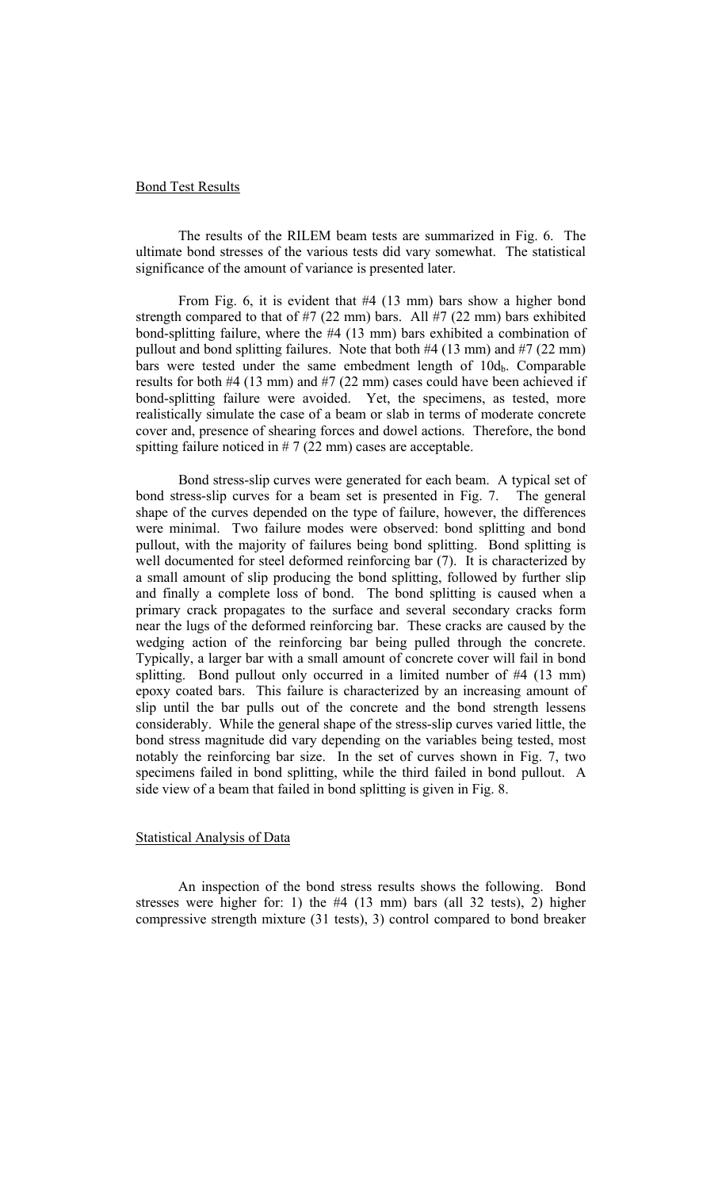## Bond Test Results

The results of the RILEM beam tests are summarized in Fig. 6. The ultimate bond stresses of the various tests did vary somewhat. The statistical significance of the amount of variance is presented later.

From Fig. 6, it is evident that #4 (13 mm) bars show a higher bond strength compared to that of #7 (22 mm) bars. All #7 (22 mm) bars exhibited bond-splitting failure, where the #4 (13 mm) bars exhibited a combination of pullout and bond splitting failures. Note that both #4 (13 mm) and #7 (22 mm) bars were tested under the same embedment length of $10d_b$. Comparable results for both #4 (13 mm) and #7 (22 mm) cases could have been achieved if bond-splitting failure were avoided. Yet, the specimens, as tested, more realistically simulate the case of a beam or slab in terms of moderate concrete cover and, presence of shearing forces and dowel actions. Therefore, the bond spitting failure noticed in # 7 (22 mm) cases are acceptable.

Bond stress-slip curves were generated for each beam. A typical set of bond stress-slip curves for a beam set is presented in Fig. 7. The general shape of the curves depended on the type of failure, however, the differences were minimal. Two failure modes were observed: bond splitting and bond pullout, with the majority of failures being bond splitting. Bond splitting is well documented for steel deformed reinforcing bar (7). It is characterized by a small amount of slip producing the bond splitting, followed by further slip and finally a complete loss of bond. The bond splitting is caused when a primary crack propagates to the surface and several secondary cracks form near the lugs of the deformed reinforcing bar. These cracks are caused by the wedging action of the reinforcing bar being pulled through the concrete. Typically, a larger bar with a small amount of concrete cover will fail in bond splitting. Bond pullout only occurred in a limited number of #4 (13 mm) epoxy coated bars. This failure is characterized by an increasing amount of slip until the bar pulls out of the concrete and the bond strength lessens considerably. While the general shape of the stress-slip curves varied little, the bond stress magnitude did vary depending on the variables being tested, most notably the reinforcing bar size. In the set of curves shown in Fig. 7, two specimens failed in bond splitting, while the third failed in bond pullout. A side view of a beam that failed in bond splitting is given in Fig. 8.

## Statistical Analysis of Data

An inspection of the bond stress results shows the following. Bond stresses were higher for: 1) the #4 (13 mm) bars (all 32 tests), 2) higher compressive strength mixture (31 tests), 3) control compared to bond breaker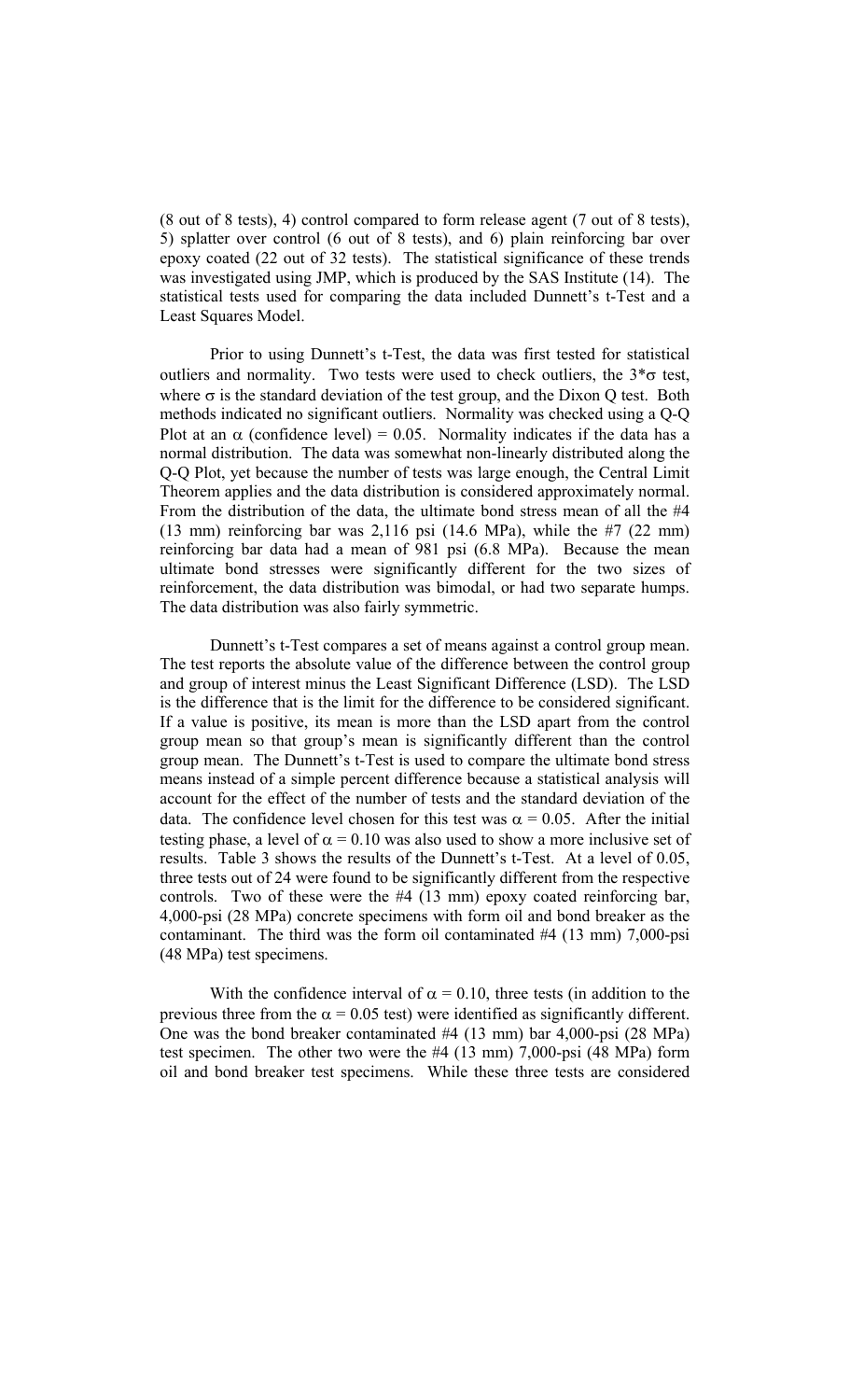(8 out of 8 tests), 4) control compared to form release agent (7 out of 8 tests), 5) splatter over control (6 out of 8 tests), and 6) plain reinforcing bar over epoxy coated (22 out of 32 tests). The statistical significance of these trends was investigated using JMP, which is produced by the SAS Institute (14). The statistical tests used for comparing the data included Dunnett's t-Test and a Least Squares Model.

Prior to using Dunnett's t-Test, the data was first tested for statistical outliers and normality. Two tests were used to check outliers, the $3*\sigma$ test, where $\sigma$ is the standard deviation of the test group, and the Dixon Q test. Both methods indicated no significant outliers. Normality was checked using a Q-Q Plot at an $\alpha$ (confidence level) = 0.05. Normality indicates if the data has a normal distribution. The data was somewhat non-linearly distributed along the Q-Q Plot, yet because the number of tests was large enough, the Central Limit Theorem applies and the data distribution is considered approximately normal. From the distribution of the data, the ultimate bond stress mean of all the #4 (13 mm) reinforcing bar was 2,116 psi (14.6 MPa), while the #7 (22 mm) reinforcing bar data had a mean of 981 psi (6.8 MPa). Because the mean ultimate bond stresses were significantly different for the two sizes of reinforcement, the data distribution was bimodal, or had two separate humps. The data distribution was also fairly symmetric.

Dunnett's t-Test compares a set of means against a control group mean. The test reports the absolute value of the difference between the control group and group of interest minus the Least Significant Difference (LSD). The LSD is the difference that is the limit for the difference to be considered significant. If a value is positive, its mean is more than the LSD apart from the control group mean so that group's mean is significantly different than the control group mean. The Dunnett's t-Test is used to compare the ultimate bond stress means instead of a simple percent difference because a statistical analysis will account for the effect of the number of tests and the standard deviation of the data. The confidence level chosen for this test was $\alpha = 0.05$. After the initial testing phase, a level of $\alpha = 0.10$ was also used to show a more inclusive set of results. Table 3 shows the results of the Dunnett's t-Test. At a level of 0.05, three tests out of 24 were found to be significantly different from the respective controls. Two of these were the #4 (13 mm) epoxy coated reinforcing bar, 4,000-psi (28 MPa) concrete specimens with form oil and bond breaker as the contaminant. The third was the form oil contaminated #4 (13 mm) 7,000-psi (48 MPa) test specimens.

With the confidence interval of $\alpha = 0.10$, three tests (in addition to the previous three from the $\alpha = 0.05$ test) were identified as significantly different. One was the bond breaker contaminated #4 (13 mm) bar 4,000-psi (28 MPa) test specimen. The other two were the #4 (13 mm) 7,000-psi (48 MPa) form oil and bond breaker test specimens. While these three tests are considered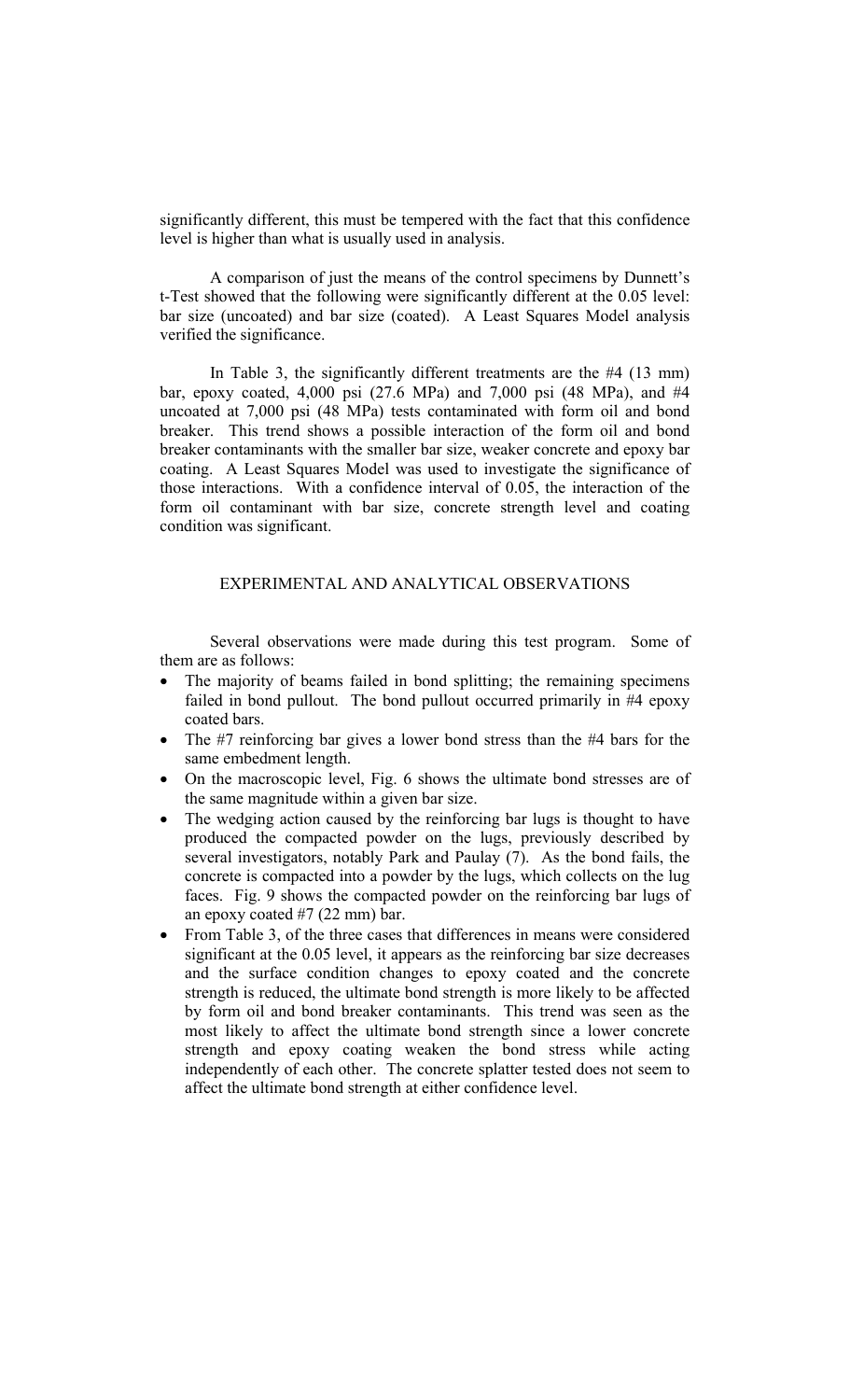significantly different, this must be tempered with the fact that this confidence level is higher than what is usually used in analysis.

A comparison of just the means of the control specimens by Dunnett's t-Test showed that the following were significantly different at the 0.05 level: bar size (uncoated) and bar size (coated). A Least Squares Model analysis verified the significance.

In Table 3, the significantly different treatments are the #4 (13 mm) bar, epoxy coated, 4,000 psi (27.6 MPa) and 7,000 psi (48 MPa), and #4 uncoated at 7,000 psi (48 MPa) tests contaminated with form oil and bond breaker. This trend shows a possible interaction of the form oil and bond breaker contaminants with the smaller bar size, weaker concrete and epoxy bar coating. A Least Squares Model was used to investigate the significance of those interactions. With a confidence interval of 0.05, the interaction of the form oil contaminant with bar size, concrete strength level and coating condition was significant.

## EXPERIMENTAL AND ANALYTICAL OBSERVATIONS

Several observations were made during this test program. Some of them are as follows:

- The majority of beams failed in bond splitting; the remaining specimens failed in bond pullout. The bond pullout occurred primarily in #4 epoxy coated bars.
- The #7 reinforcing bar gives a lower bond stress than the #4 bars for the same embedment length.
- On the macroscopic level, Fig. 6 shows the ultimate bond stresses are of the same magnitude within a given bar size.
- The wedging action caused by the reinforcing bar lugs is thought to have produced the compacted powder on the lugs, previously described by several investigators, notably Park and Paulay (7). As the bond fails, the concrete is compacted into a powder by the lugs, which collects on the lug faces. Fig. 9 shows the compacted powder on the reinforcing bar lugs of an epoxy coated #7 (22 mm) bar.
- From Table 3, of the three cases that differences in means were considered significant at the 0.05 level, it appears as the reinforcing bar size decreases and the surface condition changes to epoxy coated and the concrete strength is reduced, the ultimate bond strength is more likely to be affected by form oil and bond breaker contaminants. This trend was seen as the most likely to affect the ultimate bond strength since a lower concrete strength and epoxy coating weaken the bond stress while acting independently of each other. The concrete splatter tested does not seem to affect the ultimate bond strength at either confidence level.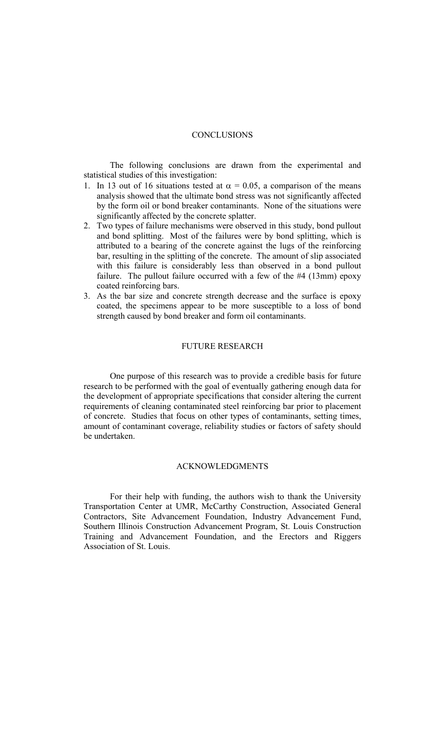## CONCLUSIONS

The following conclusions are drawn from the experimental and statistical studies of this investigation:

1. In 13 out of 16 situations tested at $\alpha = 0.05$, a comparison of the means analysis showed that the ultimate bond stress was not significantly affected by the form oil or bond breaker contaminants. None of the situations were significantly affected by the concrete splatter.
2. Two types of failure mechanisms were observed in this study, bond pullout and bond splitting. Most of the failures were by bond splitting, which is attributed to a bearing of the concrete against the lugs of the reinforcing bar, resulting in the splitting of the concrete. The amount of slip associated with this failure is considerably less than observed in a bond pullout failure. The pullout failure occurred with a few of the #4 (13mm) epoxy coated reinforcing bars.
3. As the bar size and concrete strength decrease and the surface is epoxy coated, the specimens appear to be more susceptible to a loss of bond strength caused by bond breaker and form oil contaminants.

## FUTURE RESEARCH

One purpose of this research was to provide a credible basis for future research to be performed with the goal of eventually gathering enough data for the development of appropriate specifications that consider altering the current requirements of cleaning contaminated steel reinforcing bar prior to placement of concrete. Studies that focus on other types of contaminants, setting times, amount of contaminant coverage, reliability studies or factors of safety should be undertaken.

## ACKNOWLEDGMENTS

For their help with funding, the authors wish to thank the University Transportation Center at UMR, McCarthy Construction, Associated General Contractors, Site Advancement Foundation, Industry Advancement Fund, Southern Illinois Construction Advancement Program, St. Louis Construction Training and Advancement Foundation, and the Erectors and Riggers Association of St. Louis.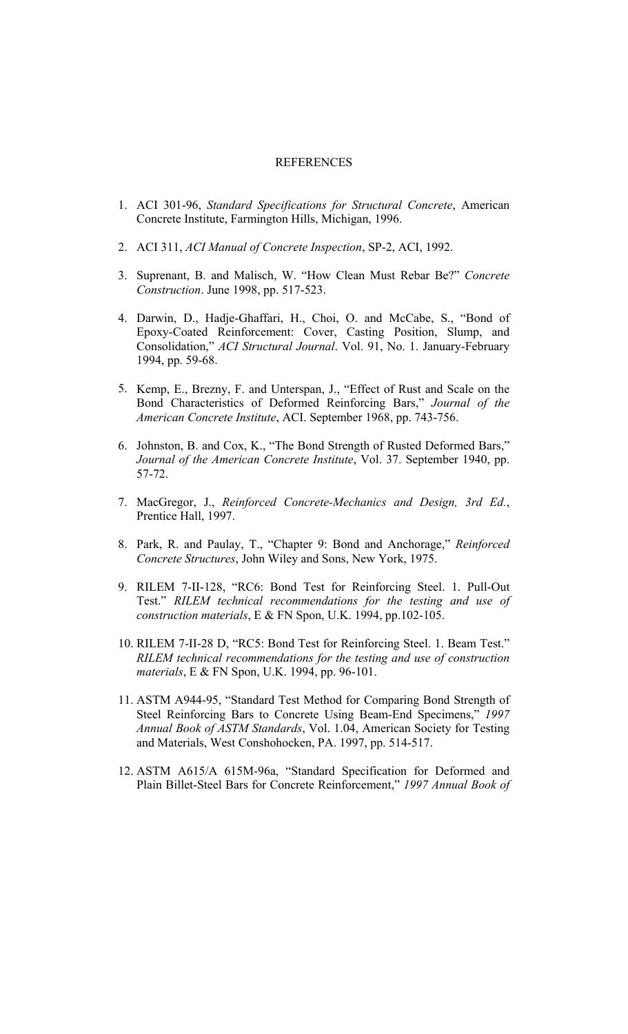# REFERENCES

1. ACI 301-96, *Standard Specifications for Structural Concrete*, American Concrete Institute, Farmington Hills, Michigan, 1996.

2. ACI 311, *ACI Manual of Concrete Inspection*, SP-2, ACI, 1992.

3. Suprenant, B. and Malisch, W. "How Clean Must Rebar Be?" *Concrete Construction*. June 1998, pp. 517-523.

4. Darwin, D., Hadje-Ghaffari, H., Choi, O. and McCabe, S., "Bond of Epoxy-Coated Reinforcement: Cover, Casting Position, Slump, and Consolidation," *ACI Structural Journal*. Vol. 91, No. 1. January-February 1994, pp. 59-68.

5. Kemp, E., Brezny, F. and Unterspan, J., "Effect of Rust and Scale on the Bond Characteristics of Deformed Reinforcing Bars," *Journal of the American Concrete Institute*, ACI. September 1968, pp. 743-756.

6. Johnston, B. and Cox, K., "The Bond Strength of Rusted Deformed Bars," *Journal of the American Concrete Institute*, Vol. 37. September 1940, pp. 57-72.

7. MacGregor, J., *Reinforced Concrete-Mechanics and Design, 3rd Ed.*, Prentice Hall, 1997.

8. Park, R. and Paulay, T., "Chapter 9: Bond and Anchorage," *Reinforced Concrete Structures*, John Wiley and Sons, New York, 1975.

9. RILEM 7-II-128, "RC6: Bond Test for Reinforcing Steel. 1. Pull-Out Test." *RILEM technical recommendations for the testing and use of construction materials*, E & FN Spon, U.K. 1994, pp.102-105.

10. RILEM 7-II-28 D, "RC5: Bond Test for Reinforcing Steel. 1. Beam Test." *RILEM technical recommendations for the testing and use of construction materials*, E & FN Spon, U.K. 1994, pp. 96-101.

11. ASTM A944-95, "Standard Test Method for Comparing Bond Strength of Steel Reinforcing Bars to Concrete Using Beam-End Specimens," *1997 Annual Book of ASTM Standards*, Vol. 1.04, American Society for Testing and Materials, West Conshohocken, PA. 1997, pp. 514-517.

12. ASTM A615/A 615M-96a, "Standard Specification for Deformed and Plain Billet-Steel Bars for Concrete Reinforcement," *1997 Annual Book of*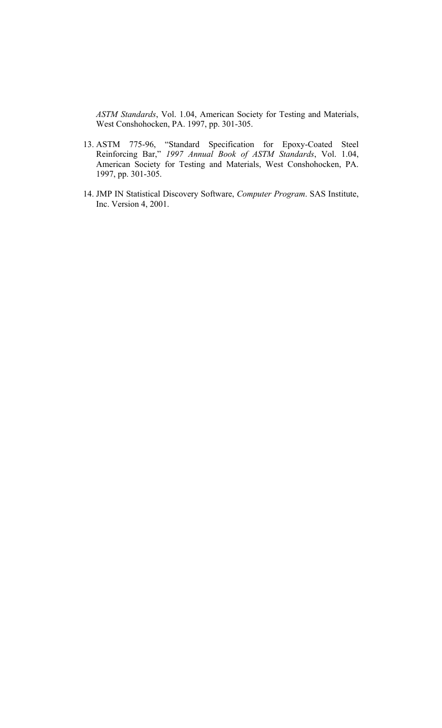*ASTM Standards*, Vol. 1.04, American Society for Testing and Materials, West Conshohocken, PA. 1997, pp. 301-305.

13. ASTM 775-96, "Standard Specification for Epoxy-Coated Steel Reinforcing Bar," *1997 Annual Book of ASTM Standards*, Vol. 1.04, American Society for Testing and Materials, West Conshohocken, PA. 1997, pp. 301-305.

14. JMP IN Statistical Discovery Software, *Computer Program*. SAS Institute, Inc. Version 4, 2001.